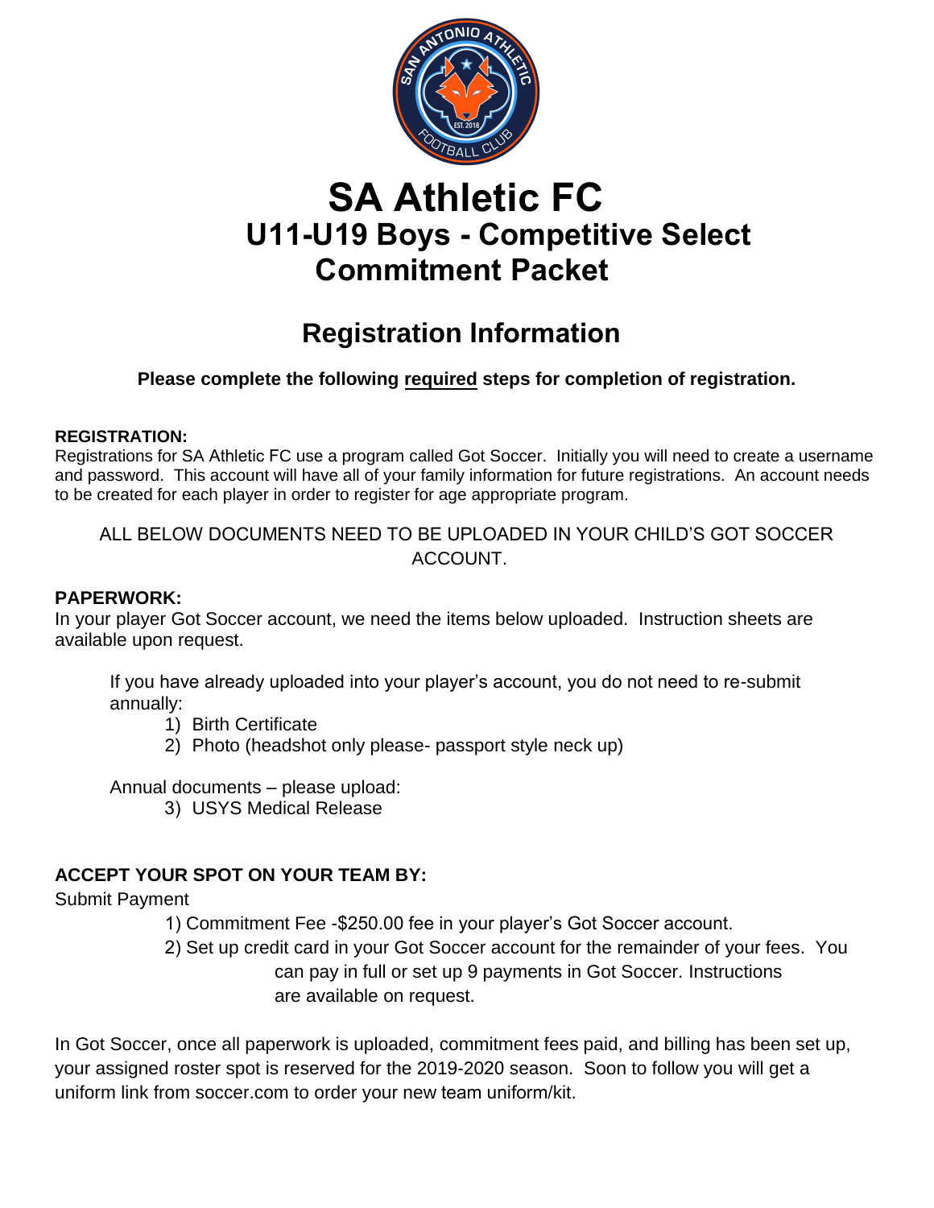# SA Athletic FC

## U11-U19 Boys - Competitive Select Commitment Packet

## Registration Information

**Please complete the following required steps for completion of registration.**

**REGISTRATION:**

Registrations for SA Athletic FC use a program called Got Soccer. Initially you will need to create a username and password. This account will have all of your family information for future registrations. An account needs to be created for each player in order to register for age appropriate program.

ALL BELOW DOCUMENTS NEED TO BE UPLOADED IN YOUR CHILD'S GOT SOCCER ACCOUNT.

**PAPERWORK:**

In your player Got Soccer account, we need the items below uploaded. Instruction sheets are available upon request.

If you have already uploaded into your player's account, you do not need to re-submit annually:

1) Birth Certificate
2) Photo (headshot only please- passport style neck up)

Annual documents – please upload:

3) USYS Medical Release

**ACCEPT YOUR SPOT ON YOUR TEAM BY:**

Submit Payment

1) Commitment Fee -$250.00 fee in your player's Got Soccer account.
2) Set up credit card in your Got Soccer account for the remainder of your fees. You can pay in full or set up 9 payments in Got Soccer. Instructions are available on request.

In Got Soccer, once all paperwork is uploaded, commitment fees paid, and billing has been set up, your assigned roster spot is reserved for the 2019-2020 season. Soon to follow you will get a uniform link from soccer.com to order your new team uniform/kit.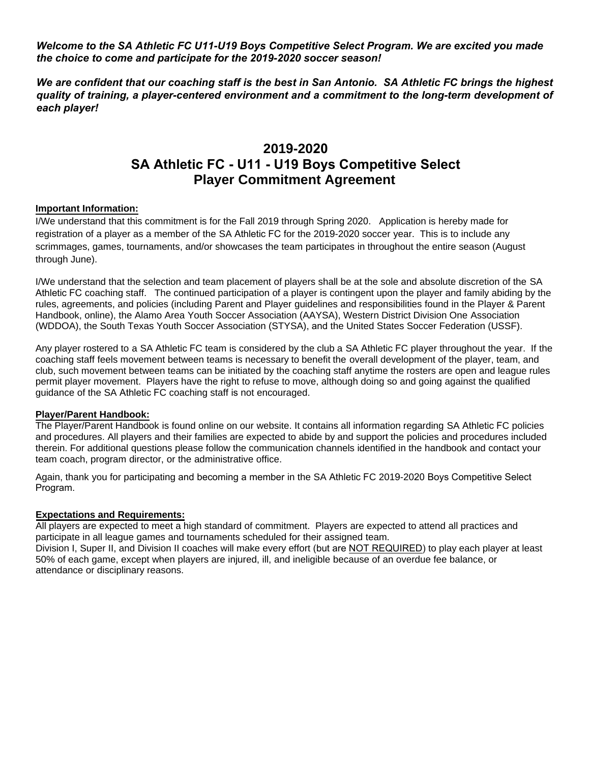***Welcome to the SA Athletic FC U11-U19 Boys Competitive Select Program. We are excited you made the choice to come and participate for the 2019-2020 soccer season!***

***We are confident that our coaching staff is the best in San Antonio. SA Athletic FC brings the highest quality of training, a player-centered environment and a commitment to the long-term development of each player!***

# 2019-2020
# SA Athletic FC - U11 - U19 Boys Competitive Select
# Player Commitment Agreement

**Important Information:**

I/We understand that this commitment is for the Fall 2019 through Spring 2020. Application is hereby made for registration of a player as a member of the SA Athletic FC for the 2019-2020 soccer year. This is to include any scrimmages, games, tournaments, and/or showcases the team participates in throughout the entire season (August through June).

I/We understand that the selection and team placement of players shall be at the sole and absolute discretion of the SA Athletic FC coaching staff. The continued participation of a player is contingent upon the player and family abiding by the rules, agreements, and policies (including Parent and Player guidelines and responsibilities found in the Player & Parent Handbook, online), the Alamo Area Youth Soccer Association (AAYSA), Western District Division One Association (WDDOA), the South Texas Youth Soccer Association (STYSA), and the United States Soccer Federation (USSF).

Any player rostered to a SA Athletic FC team is considered by the club a SA Athletic FC player throughout the year. If the coaching staff feels movement between teams is necessary to benefit the overall development of the player, team, and club, such movement between teams can be initiated by the coaching staff anytime the rosters are open and league rules permit player movement. Players have the right to refuse to move, although doing so and going against the qualified guidance of the SA Athletic FC coaching staff is not encouraged.

**Player/Parent Handbook:**

The Player/Parent Handbook is found online on our website. It contains all information regarding SA Athletic FC policies and procedures. All players and their families are expected to abide by and support the policies and procedures included therein. For additional questions please follow the communication channels identified in the handbook and contact your team coach, program director, or the administrative office.

Again, thank you for participating and becoming a member in the SA Athletic FC 2019-2020 Boys Competitive Select Program.

**Expectations and Requirements:**

All players are expected to meet a high standard of commitment. Players are expected to attend all practices and participate in all league games and tournaments scheduled for their assigned team.
Division I, Super II, and Division II coaches will make every effort (but are NOT REQUIRED) to play each player at least 50% of each game, except when players are injured, ill, and ineligible because of an overdue fee balance, or attendance or disciplinary reasons.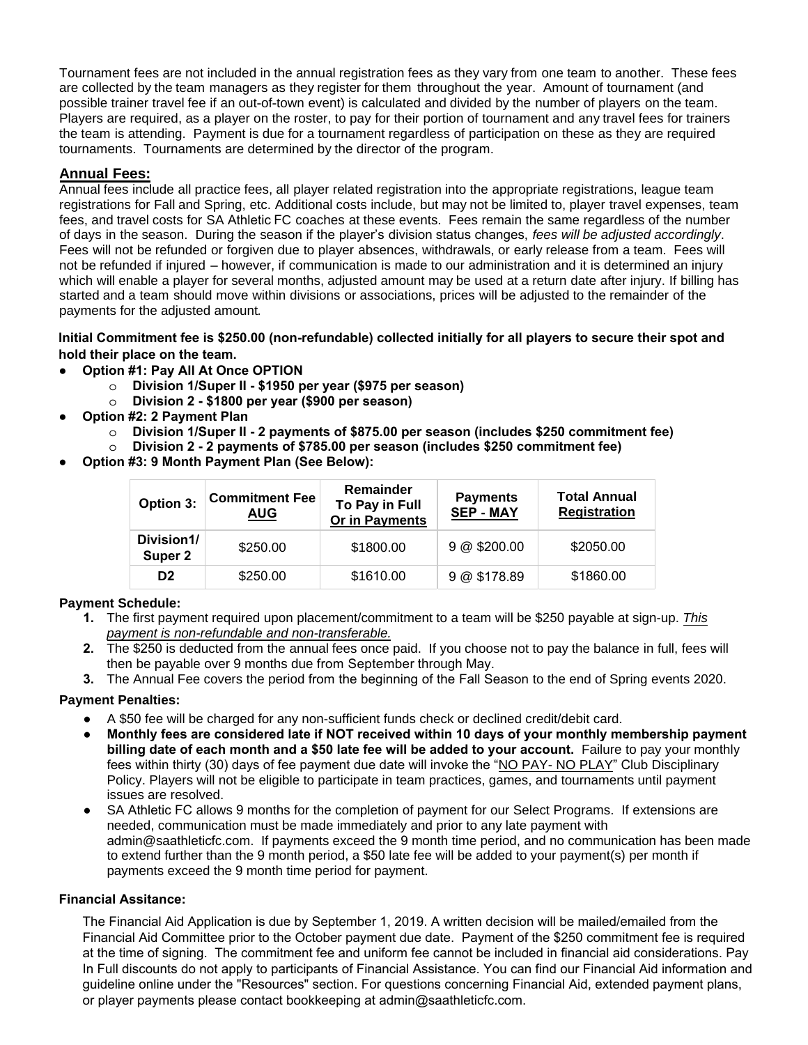Tournament fees are not included in the annual registration fees as they vary from one team to another. These fees are collected by the team managers as they register for them throughout the year. Amount of tournament (and possible trainer travel fee if an out-of-town event) is calculated and divided by the number of players on the team. Players are required, as a player on the roster, to pay for their portion of tournament and any travel fees for trainers the team is attending. Payment is due for a tournament regardless of participation on these as they are required tournaments. Tournaments are determined by the director of the program.

## Annual Fees:

Annual fees include all practice fees, all player related registration into the appropriate registrations, league team registrations for Fall and Spring, etc. Additional costs include, but may not be limited to, player travel expenses, team fees, and travel costs for SA Athletic FC coaches at these events. Fees remain the same regardless of the number of days in the season. During the season if the player's division status changes, *fees will be adjusted accordingly*. Fees will not be refunded or forgiven due to player absences, withdrawals, or early release from a team. Fees will not be refunded if injured – however, if communication is made to our administration and it is determined an injury which will enable a player for several months, adjusted amount may be used at a return date after injury. If billing has started and a team should move within divisions or associations, prices will be adjusted to the remainder of the payments for the adjusted amount.

**Initial Commitment fee is $250.00 (non-refundable) collected initially for all players to secure their spot and hold their place on the team.**

- **Option #1: Pay All At Once OPTION**
  - **Division 1/Super II - $1950 per year ($975 per season)**
  - **Division 2 - $1800 per year ($900 per season)**
- **Option #2: 2 Payment Plan**
  - **Division 1/Super II - 2 payments of $875.00 per season (includes $250 commitment fee)**
  - **Division 2 - 2 payments of $785.00 per season (includes $250 commitment fee)**
- **Option #3: 9 Month Payment Plan (See Below):**

| Option 3: | Commitment Fee AUG | Remainder To Pay in Full Or in Payments | Payments SEP - MAY | Total Annual Registration |
|---|---|---|---|---|
| Division1/ Super 2 | $250.00 | $1800.00 | 9 @ $200.00 | $2050.00 |
| D2 | $250.00 | $1610.00 | 9 @ $178.89 | $1860.00 |

**Payment Schedule:**

1. The first payment required upon placement/commitment to a team will be $250 payable at sign-up. *This payment is non-refundable and non-transferable.*
2. The $250 is deducted from the annual fees once paid. If you choose not to pay the balance in full, fees will then be payable over 9 months due from September through May.
3. The Annual Fee covers the period from the beginning of the Fall Season to the end of Spring events 2020.

**Payment Penalties:**

- A $50 fee will be charged for any non-sufficient funds check or declined credit/debit card.
- **Monthly fees are considered late if NOT received within 10 days of your monthly membership payment billing date of each month and a $50 late fee will be added to your account.** Failure to pay your monthly fees within thirty (30) days of fee payment due date will invoke the "NO PAY- NO PLAY" Club Disciplinary Policy. Players will not be eligible to participate in team practices, games, and tournaments until payment issues are resolved.
- SA Athletic FC allows 9 months for the completion of payment for our Select Programs. If extensions are needed, communication must be made immediately and prior to any late payment with admin@saathleticfc.com. If payments exceed the 9 month time period, and no communication has been made to extend further than the 9 month period, a $50 late fee will be added to your payment(s) per month if payments exceed the 9 month time period for payment.

**Financial Assitance:**

The Financial Aid Application is due by September 1, 2019. A written decision will be mailed/emailed from the Financial Aid Committee prior to the October payment due date. Payment of the $250 commitment fee is required at the time of signing. The commitment fee and uniform fee cannot be included in financial aid considerations. Pay In Full discounts do not apply to participants of Financial Assistance. You can find our Financial Aid information and guideline online under the "Resources" section. For questions concerning Financial Aid, extended payment plans, or player payments please contact bookkeeping at admin@saathleticfc.com.